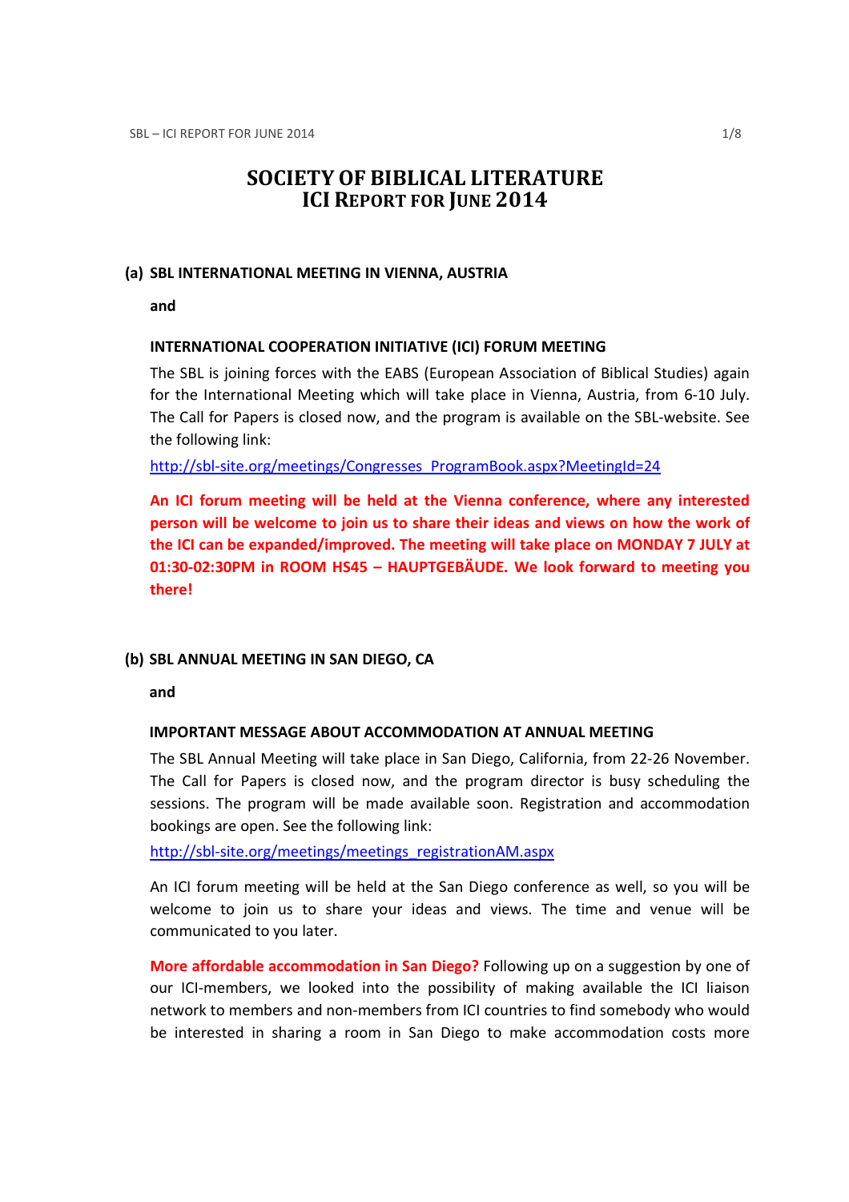# SOCIETY OF BIBLICAL LITERATURE
## ICI REPORT FOR JUNE 2014

### (a) SBL INTERNATIONAL MEETING IN VIENNA, AUSTRIA

**and**

**INTERNATIONAL COOPERATION INITIATIVE (ICI) FORUM MEETING**

The SBL is joining forces with the EABS (European Association of Biblical Studies) again for the International Meeting which will take place in Vienna, Austria, from 6-10 July. The Call for Papers is closed now, and the program is available on the SBL-website. See the following link:

http://sbl-site.org/meetings/Congresses_ProgramBook.aspx?MeetingId=24

**An ICI forum meeting will be held at the Vienna conference, where any interested person will be welcome to join us to share their ideas and views on how the work of the ICI can be expanded/improved. The meeting will take place on MONDAY 7 JULY at 01:30-02:30PM in ROOM HS45 – HAUPTGEBÄUDE. We look forward to meeting you there!**

### (b) SBL ANNUAL MEETING IN SAN DIEGO, CA

**and**

**IMPORTANT MESSAGE ABOUT ACCOMMODATION AT ANNUAL MEETING**

The SBL Annual Meeting will take place in San Diego, California, from 22-26 November. The Call for Papers is closed now, and the program director is busy scheduling the sessions. The program will be made available soon. Registration and accommodation bookings are open. See the following link:

http://sbl-site.org/meetings/meetings_registrationAM.aspx

An ICI forum meeting will be held at the San Diego conference as well, so you will be welcome to join us to share your ideas and views. The time and venue will be communicated to you later.

**More affordable accommodation in San Diego?** Following up on a suggestion by one of our ICI-members, we looked into the possibility of making available the ICI liaison network to members and non-members from ICI countries to find somebody who would be interested in sharing a room in San Diego to make accommodation costs more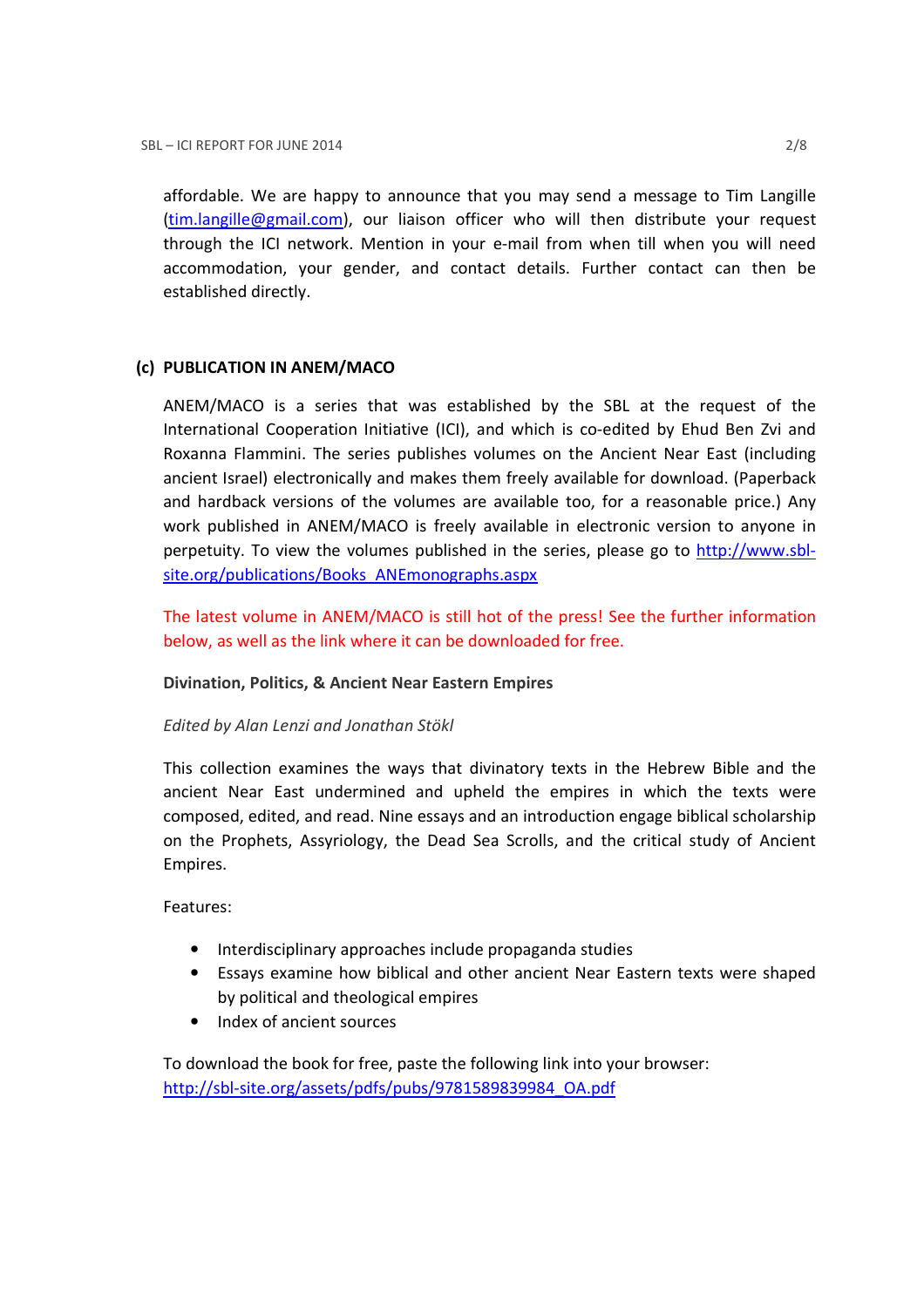affordable. We are happy to announce that you may send a message to Tim Langille (tim.langille@gmail.com), our liaison officer who will then distribute your request through the ICI network. Mention in your e-mail from when till when you will need accommodation, your gender, and contact details. Further contact can then be established directly.

### (c) PUBLICATION IN ANEM/MACO

ANEM/MACO is a series that was established by the SBL at the request of the International Cooperation Initiative (ICI), and which is co-edited by Ehud Ben Zvi and Roxanna Flammini. The series publishes volumes on the Ancient Near East (including ancient Israel) electronically and makes them freely available for download. (Paperback and hardback versions of the volumes are available too, for a reasonable price.) Any work published in ANEM/MACO is freely available in electronic version to anyone in perpetuity. To view the volumes published in the series, please go to http://www.sbl-site.org/publications/Books_ANEmonographs.aspx

The latest volume in ANEM/MACO is still hot of the press! See the further information below, as well as the link where it can be downloaded for free.

**Divination, Politics, & Ancient Near Eastern Empires**

*Edited by Alan Lenzi and Jonathan Stökl*

This collection examines the ways that divinatory texts in the Hebrew Bible and the ancient Near East undermined and upheld the empires in which the texts were composed, edited, and read. Nine essays and an introduction engage biblical scholarship on the Prophets, Assyriology, the Dead Sea Scrolls, and the critical study of Ancient Empires.

Features:

- Interdisciplinary approaches include propaganda studies
- Essays examine how biblical and other ancient Near Eastern texts were shaped by political and theological empires
- Index of ancient sources

To download the book for free, paste the following link into your browser:
http://sbl-site.org/assets/pdfs/pubs/9781589839984_OA.pdf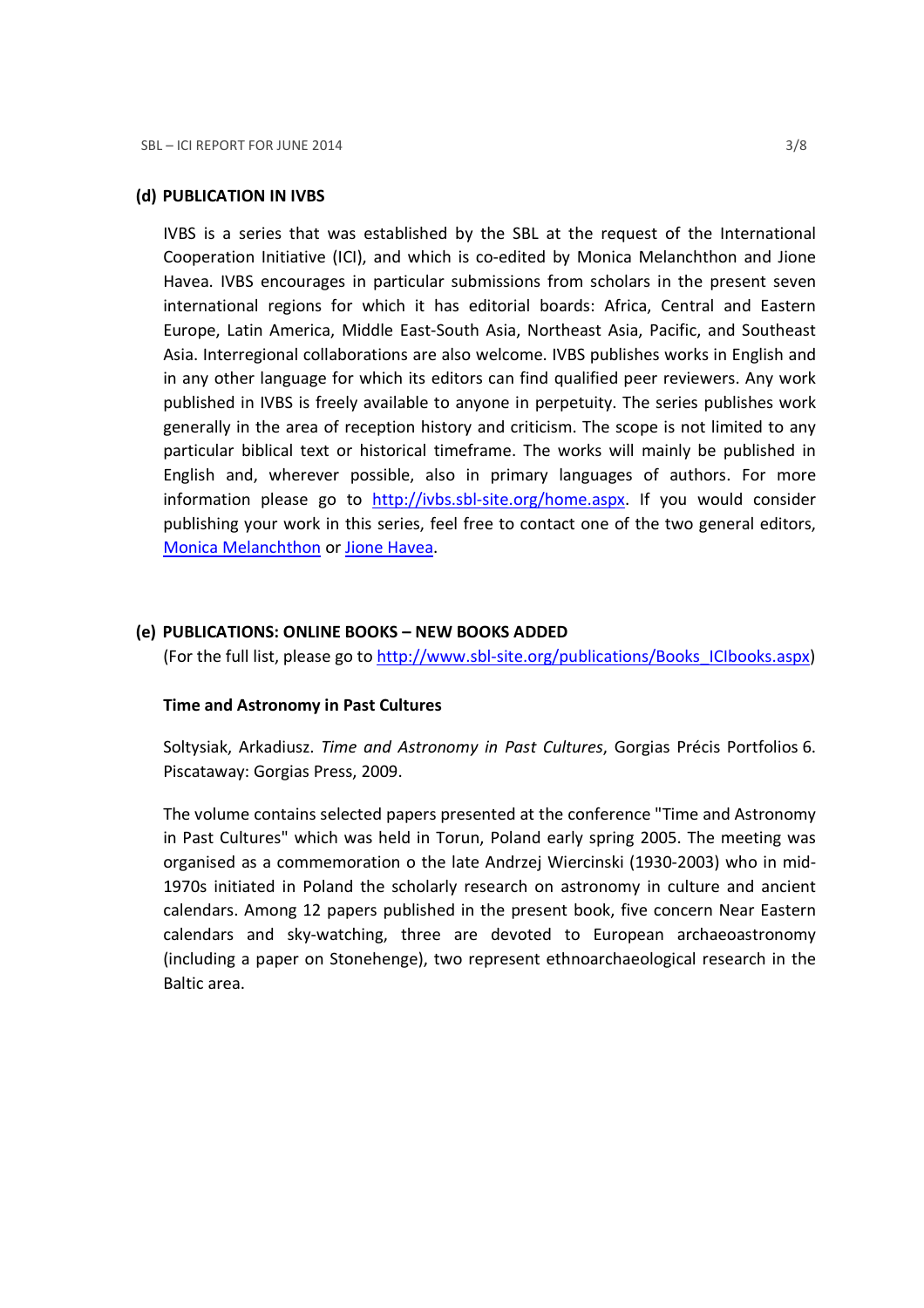### (d) PUBLICATION IN IVBS

IVBS is a series that was established by the SBL at the request of the International Cooperation Initiative (ICI), and which is co-edited by Monica Melanchthon and Jione Havea. IVBS encourages in particular submissions from scholars in the present seven international regions for which it has editorial boards: Africa, Central and Eastern Europe, Latin America, Middle East-South Asia, Northeast Asia, Pacific, and Southeast Asia. Interregional collaborations are also welcome. IVBS publishes works in English and in any other language for which its editors can find qualified peer reviewers. Any work published in IVBS is freely available to anyone in perpetuity. The series publishes work generally in the area of reception history and criticism. The scope is not limited to any particular biblical text or historical timeframe. The works will mainly be published in English and, wherever possible, also in primary languages of authors. For more information please go to http://ivbs.sbl-site.org/home.aspx. If you would consider publishing your work in this series, feel free to contact one of the two general editors, Monica Melanchthon or Jione Havea.

### (e) PUBLICATIONS: ONLINE BOOKS – NEW BOOKS ADDED

(For the full list, please go to http://www.sbl-site.org/publications/Books_ICIbooks.aspx)

**Time and Astronomy in Past Cultures**

Soltysiak, Arkadiusz. *Time and Astronomy in Past Cultures*, Gorgias Précis Portfolios 6. Piscataway: Gorgias Press, 2009.

The volume contains selected papers presented at the conference "Time and Astronomy in Past Cultures" which was held in Torun, Poland early spring 2005. The meeting was organised as a commemoration o the late Andrzej Wiercinski (1930-2003) who in mid-1970s initiated in Poland the scholarly research on astronomy in culture and ancient calendars. Among 12 papers published in the present book, five concern Near Eastern calendars and sky-watching, three are devoted to European archaeoastronomy (including a paper on Stonehenge), two represent ethnoarchaeological research in the Baltic area.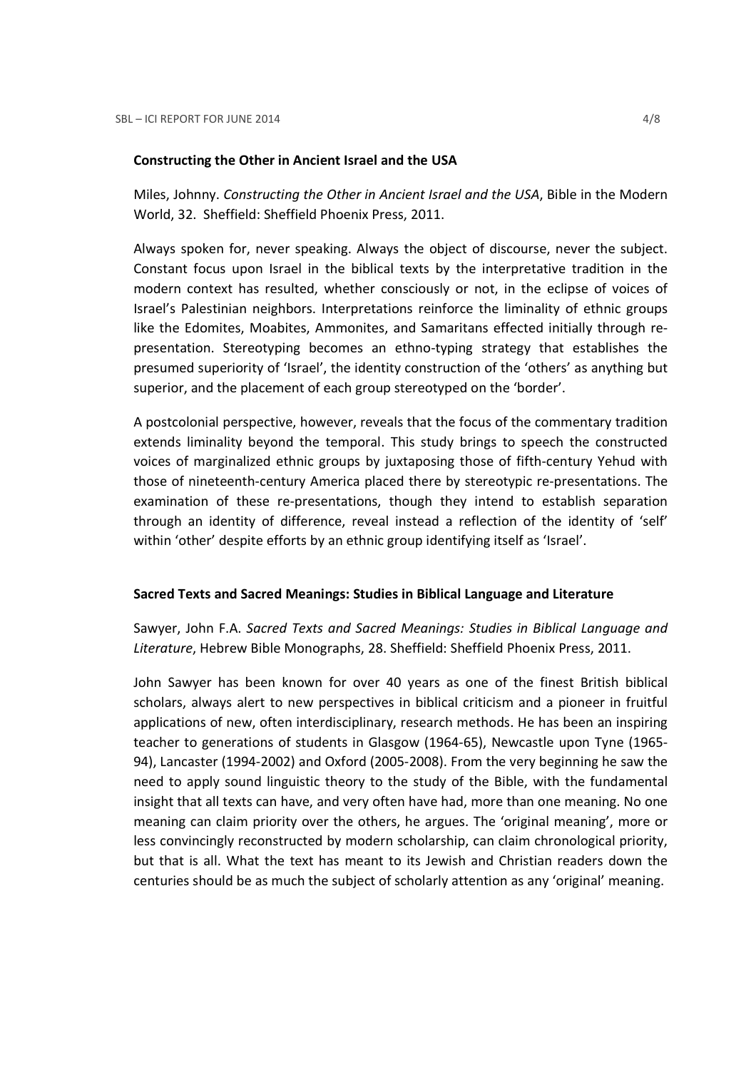**Constructing the Other in Ancient Israel and the USA**

Miles, Johnny. *Constructing the Other in Ancient Israel and the USA*, Bible in the Modern World, 32. Sheffield: Sheffield Phoenix Press, 2011.

Always spoken for, never speaking. Always the object of discourse, never the subject. Constant focus upon Israel in the biblical texts by the interpretative tradition in the modern context has resulted, whether consciously or not, in the eclipse of voices of Israel's Palestinian neighbors. Interpretations reinforce the liminality of ethnic groups like the Edomites, Moabites, Ammonites, and Samaritans effected initially through re-presentation. Stereotyping becomes an ethno-typing strategy that establishes the presumed superiority of 'Israel', the identity construction of the 'others' as anything but superior, and the placement of each group stereotyped on the 'border'.

A postcolonial perspective, however, reveals that the focus of the commentary tradition extends liminality beyond the temporal. This study brings to speech the constructed voices of marginalized ethnic groups by juxtaposing those of fifth-century Yehud with those of nineteenth-century America placed there by stereotypic re-presentations. The examination of these re-presentations, though they intend to establish separation through an identity of difference, reveal instead a reflection of the identity of 'self' within 'other' despite efforts by an ethnic group identifying itself as 'Israel'.

**Sacred Texts and Sacred Meanings: Studies in Biblical Language and Literature**

Sawyer, John F.A. *Sacred Texts and Sacred Meanings: Studies in Biblical Language and Literature*, Hebrew Bible Monographs, 28. Sheffield: Sheffield Phoenix Press, 2011.

John Sawyer has been known for over 40 years as one of the finest British biblical scholars, always alert to new perspectives in biblical criticism and a pioneer in fruitful applications of new, often interdisciplinary, research methods. He has been an inspiring teacher to generations of students in Glasgow (1964-65), Newcastle upon Tyne (1965-94), Lancaster (1994-2002) and Oxford (2005-2008). From the very beginning he saw the need to apply sound linguistic theory to the study of the Bible, with the fundamental insight that all texts can have, and very often have had, more than one meaning. No one meaning can claim priority over the others, he argues. The 'original meaning', more or less convincingly reconstructed by modern scholarship, can claim chronological priority, but that is all. What the text has meant to its Jewish and Christian readers down the centuries should be as much the subject of scholarly attention as any 'original' meaning.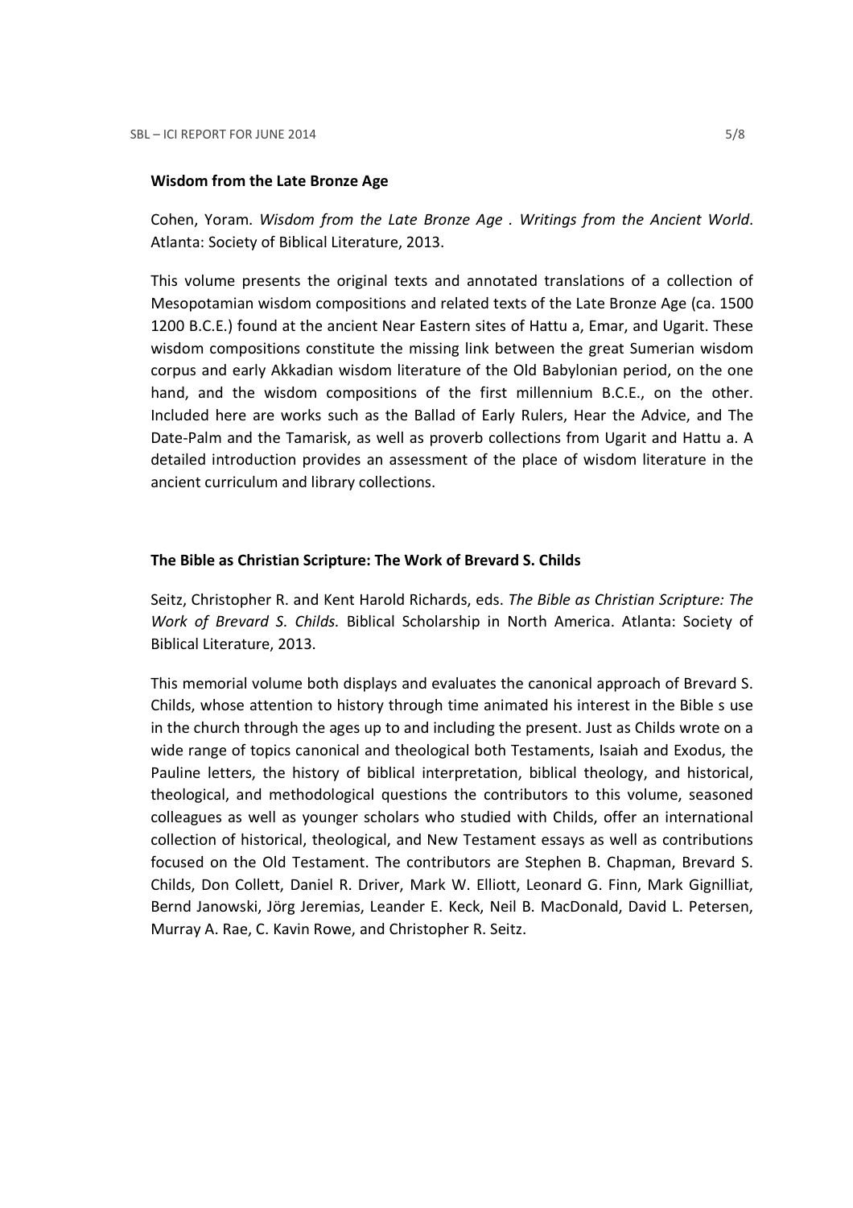**Wisdom from the Late Bronze Age**

Cohen, Yoram. *Wisdom from the Late Bronze Age . Writings from the Ancient World*. Atlanta: Society of Biblical Literature, 2013.

This volume presents the original texts and annotated translations of a collection of Mesopotamian wisdom compositions and related texts of the Late Bronze Age (ca. 1500 1200 B.C.E.) found at the ancient Near Eastern sites of Hattu a, Emar, and Ugarit. These wisdom compositions constitute the missing link between the great Sumerian wisdom corpus and early Akkadian wisdom literature of the Old Babylonian period, on the one hand, and the wisdom compositions of the first millennium B.C.E., on the other. Included here are works such as the Ballad of Early Rulers, Hear the Advice, and The Date-Palm and the Tamarisk, as well as proverb collections from Ugarit and Hattu a. A detailed introduction provides an assessment of the place of wisdom literature in the ancient curriculum and library collections.

**The Bible as Christian Scripture: The Work of Brevard S. Childs**

Seitz, Christopher R. and Kent Harold Richards, eds. *The Bible as Christian Scripture: The Work of Brevard S. Childs.* Biblical Scholarship in North America. Atlanta: Society of Biblical Literature, 2013.

This memorial volume both displays and evaluates the canonical approach of Brevard S. Childs, whose attention to history through time animated his interest in the Bible s use in the church through the ages up to and including the present. Just as Childs wrote on a wide range of topics canonical and theological both Testaments, Isaiah and Exodus, the Pauline letters, the history of biblical interpretation, biblical theology, and historical, theological, and methodological questions the contributors to this volume, seasoned colleagues as well as younger scholars who studied with Childs, offer an international collection of historical, theological, and New Testament essays as well as contributions focused on the Old Testament. The contributors are Stephen B. Chapman, Brevard S. Childs, Don Collett, Daniel R. Driver, Mark W. Elliott, Leonard G. Finn, Mark Gignilliat, Bernd Janowski, Jörg Jeremias, Leander E. Keck, Neil B. MacDonald, David L. Petersen, Murray A. Rae, C. Kavin Rowe, and Christopher R. Seitz.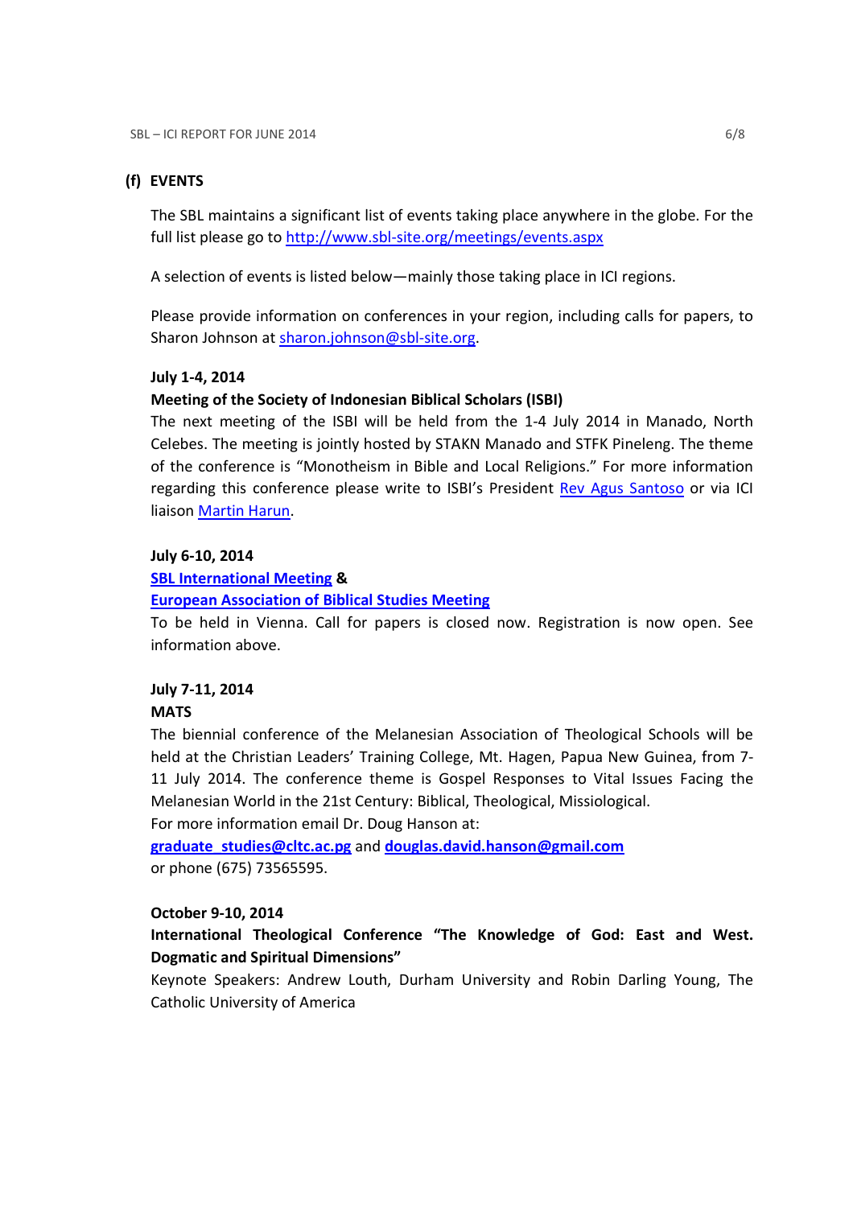## (f) EVENTS

The SBL maintains a significant list of events taking place anywhere in the globe. For the full list please go to http://www.sbl-site.org/meetings/events.aspx

A selection of events is listed below—mainly those taking place in ICI regions.

Please provide information on conferences in your region, including calls for papers, to Sharon Johnson at sharon.johnson@sbl-site.org.

**July 1-4, 2014**

**Meeting of the Society of Indonesian Biblical Scholars (ISBI)**

The next meeting of the ISBI will be held from the 1-4 July 2014 in Manado, North Celebes. The meeting is jointly hosted by STAKN Manado and STFK Pineleng. The theme of the conference is "Monotheism in Bible and Local Religions." For more information regarding this conference please write to ISBI's President Rev Agus Santoso or via ICI liaison Martin Harun.

**July 6-10, 2014**

**SBL International Meeting &**

**European Association of Biblical Studies Meeting**

To be held in Vienna. Call for papers is closed now. Registration is now open. See information above.

**July 7-11, 2014**

**MATS**

The biennial conference of the Melanesian Association of Theological Schools will be held at the Christian Leaders' Training College, Mt. Hagen, Papua New Guinea, from 7-11 July 2014. The conference theme is Gospel Responses to Vital Issues Facing the Melanesian World in the 21st Century: Biblical, Theological, Missiological.

For more information email Dr. Doug Hanson at:

**graduate_studies@cltc.ac.pg** and **douglas.david.hanson@gmail.com**

or phone (675) 73565595.

**October 9-10, 2014**

**International Theological Conference "The Knowledge of God: East and West. Dogmatic and Spiritual Dimensions"**

Keynote Speakers: Andrew Louth, Durham University and Robin Darling Young, The Catholic University of America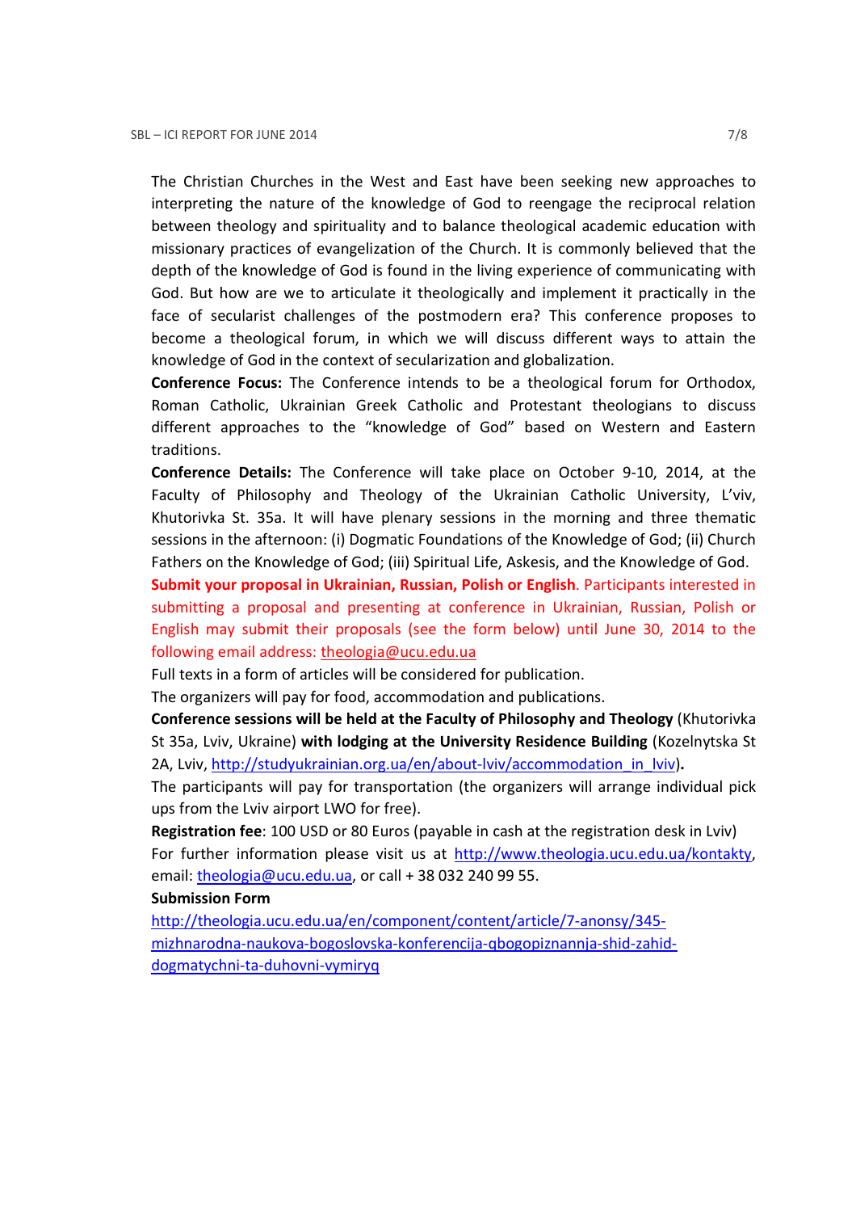The Christian Churches in the West and East have been seeking new approaches to interpreting the nature of the knowledge of God to reengage the reciprocal relation between theology and spirituality and to balance theological academic education with missionary practices of evangelization of the Church. It is commonly believed that the depth of the knowledge of God is found in the living experience of communicating with God. But how are we to articulate it theologically and implement it practically in the face of secularist challenges of the postmodern era? This conference proposes to become a theological forum, in which we will discuss different ways to attain the knowledge of God in the context of secularization and globalization.

**Conference Focus:** The Conference intends to be a theological forum for Orthodox, Roman Catholic, Ukrainian Greek Catholic and Protestant theologians to discuss different approaches to the "knowledge of God" based on Western and Eastern traditions.

**Conference Details:** The Conference will take place on October 9-10, 2014, at the Faculty of Philosophy and Theology of the Ukrainian Catholic University, L'viv, Khutorivka St. 35a. It will have plenary sessions in the morning and three thematic sessions in the afternoon: (i) Dogmatic Foundations of the Knowledge of God; (ii) Church Fathers on the Knowledge of God; (iii) Spiritual Life, Askesis, and the Knowledge of God.

**Submit your proposal in Ukrainian, Russian, Polish or English**. Participants interested in submitting a proposal and presenting at conference in Ukrainian, Russian, Polish or English may submit their proposals (see the form below) until June 30, 2014 to the following email address: theologia@ucu.edu.ua

Full texts in a form of articles will be considered for publication.

The organizers will pay for food, accommodation and publications.

**Conference sessions will be held at the Faculty of Philosophy and Theology** (Khutorivka St 35a, Lviv, Ukraine) **with lodging at the University Residence Building** (Kozelnytska St 2A, Lviv, http://studyukrainian.org.ua/en/about-lviv/accommodation_in_lviv)**.**

The participants will pay for transportation (the organizers will arrange individual pick ups from the Lviv airport LWO for free).

**Registration fee**: 100 USD or 80 Euros (payable in cash at the registration desk in Lviv)

For further information please visit us at http://www.theologia.ucu.edu.ua/kontakty, email: theologia@ucu.edu.ua, or call + 38 032 240 99 55.

**Submission Form**

http://theologia.ucu.edu.ua/en/component/content/article/7-anonsy/345-mizhnarodna-naukova-bogoslovska-konferencija-qbogopiznannja-shid-zahid-dogmatychni-ta-duhovni-vymiryq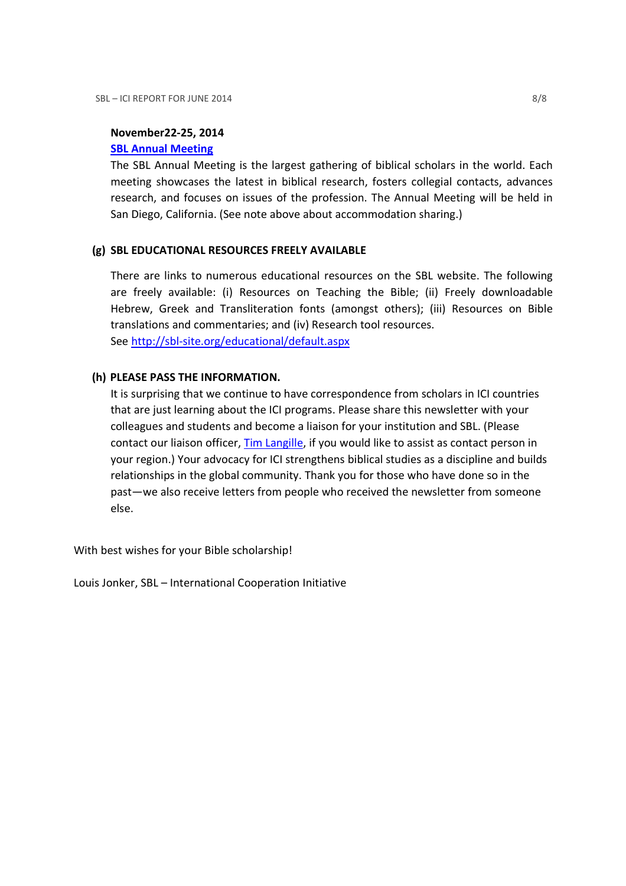**November22-25, 2014**

**[SBL Annual Meeting]**

The SBL Annual Meeting is the largest gathering of biblical scholars in the world. Each meeting showcases the latest in biblical research, fosters collegial contacts, advances research, and focuses on issues of the profession. The Annual Meeting will be held in San Diego, California. (See note above about accommodation sharing.)

**(g) SBL EDUCATIONAL RESOURCES FREELY AVAILABLE**

There are links to numerous educational resources on the SBL website. The following are freely available: (i) Resources on Teaching the Bible; (ii) Freely downloadable Hebrew, Greek and Transliteration fonts (amongst others); (iii) Resources on Bible translations and commentaries; and (iv) Research tool resources.
See http://sbl-site.org/educational/default.aspx

**(h) PLEASE PASS THE INFORMATION.**

It is surprising that we continue to have correspondence from scholars in ICI countries that are just learning about the ICI programs. Please share this newsletter with your colleagues and students and become a liaison for your institution and SBL. (Please contact our liaison officer, Tim Langille, if you would like to assist as contact person in your region.) Your advocacy for ICI strengthens biblical studies as a discipline and builds relationships in the global community. Thank you for those who have done so in the past—we also receive letters from people who received the newsletter from someone else.

With best wishes for your Bible scholarship!

Louis Jonker, SBL – International Cooperation Initiative